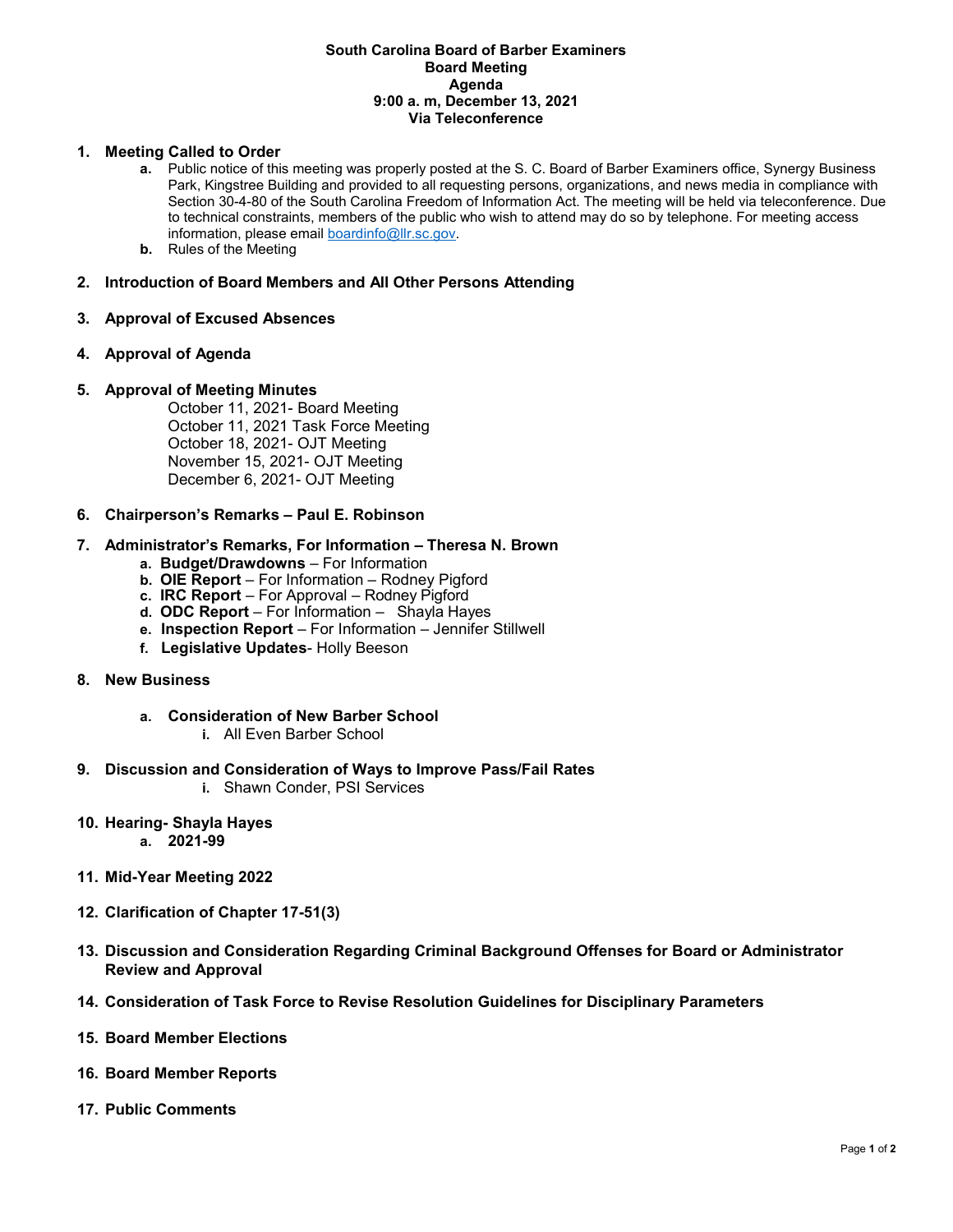**South Carolina Board of Barber Examiners**
**Board Meeting**
**Agenda**
**9:00 a. m, December 13, 2021**
**Via Teleconference**

1. **Meeting Called to Order**
   - **a.** Public notice of this meeting was properly posted at the S. C. Board of Barber Examiners office, Synergy Business Park, Kingstree Building and provided to all requesting persons, organizations, and news media in compliance with Section 30-4-80 of the South Carolina Freedom of Information Act. The meeting will be held via teleconference. Due to technical constraints, members of the public who wish to attend may do so by telephone. For meeting access information, please email boardinfo@llr.sc.gov.
   - **b.** Rules of the Meeting

2. **Introduction of Board Members and All Other Persons Attending**

3. **Approval of Excused Absences**

4. **Approval of Agenda**

5. **Approval of Meeting Minutes**
   October 11, 2021- Board Meeting
   October 11, 2021 Task Force Meeting
   October 18, 2021- OJT Meeting
   November 15, 2021- OJT Meeting
   December 6, 2021- OJT Meeting

6. **Chairperson's Remarks – Paul E. Robinson**

7. **Administrator's Remarks, For Information – Theresa N. Brown**
   - **a. Budget/Drawdowns** – For Information
   - **b. OIE Report** – For Information – Rodney Pigford
   - **c. IRC Report** – For Approval – Rodney Pigford
   - **d. ODC Report** – For Information – Shayla Hayes
   - **e. Inspection Report** – For Information – Jennifer Stillwell
   - **f. Legislative Updates**- Holly Beeson

8. **New Business**
   - **a. Consideration of New Barber School**
     - **i.** All Even Barber School

9. **Discussion and Consideration of Ways to Improve Pass/Fail Rates**
   - **i.** Shawn Conder, PSI Services

10. **Hearing- Shayla Hayes**
    - **a. 2021-99**

11. **Mid-Year Meeting 2022**

12. **Clarification of Chapter 17-51(3)**

13. **Discussion and Consideration Regarding Criminal Background Offenses for Board or Administrator Review and Approval**

14. **Consideration of Task Force to Revise Resolution Guidelines for Disciplinary Parameters**

15. **Board Member Elections**

16. **Board Member Reports**

17. **Public Comments**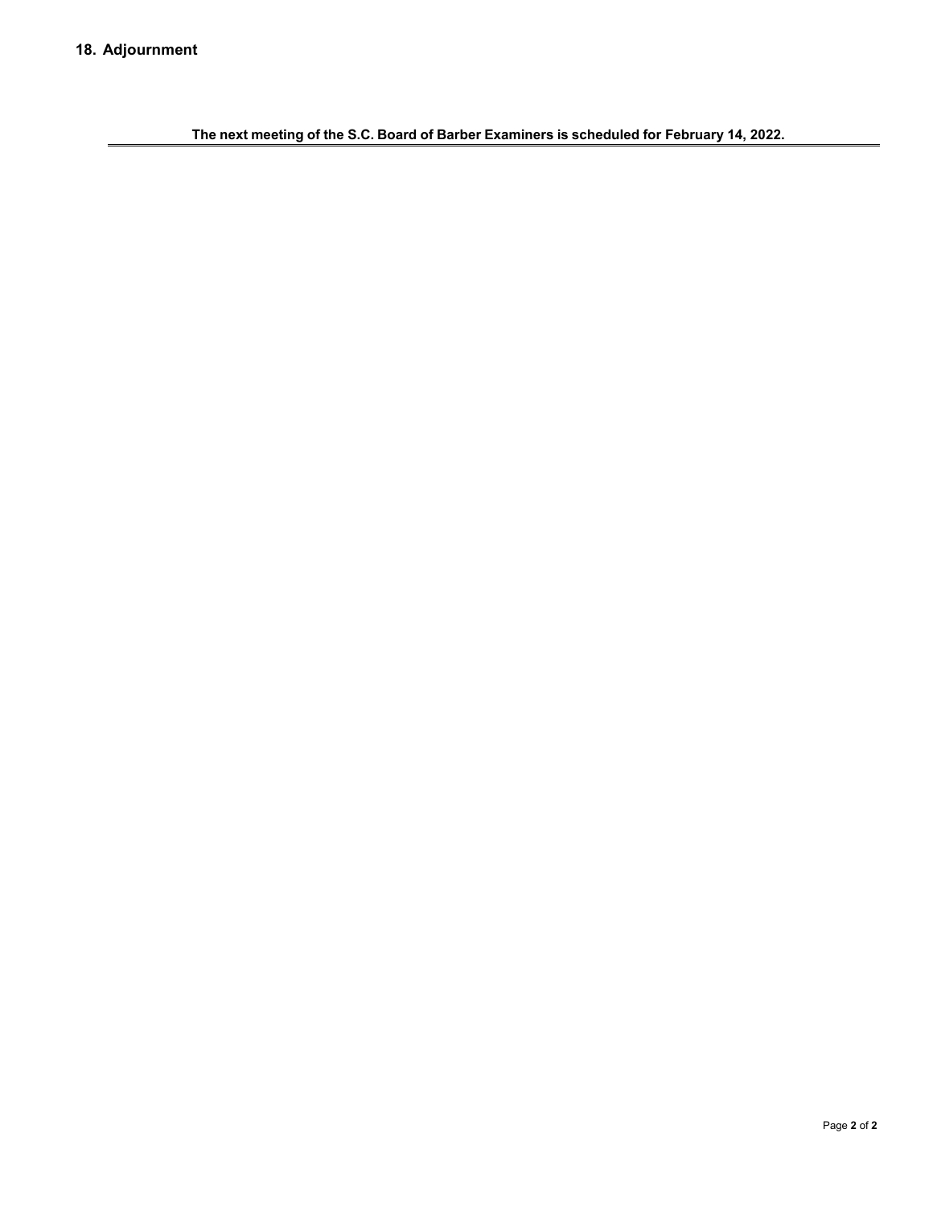## 18. Adjournment

**The next meeting of the S.C. Board of Barber Examiners is scheduled for February 14, 2022.**